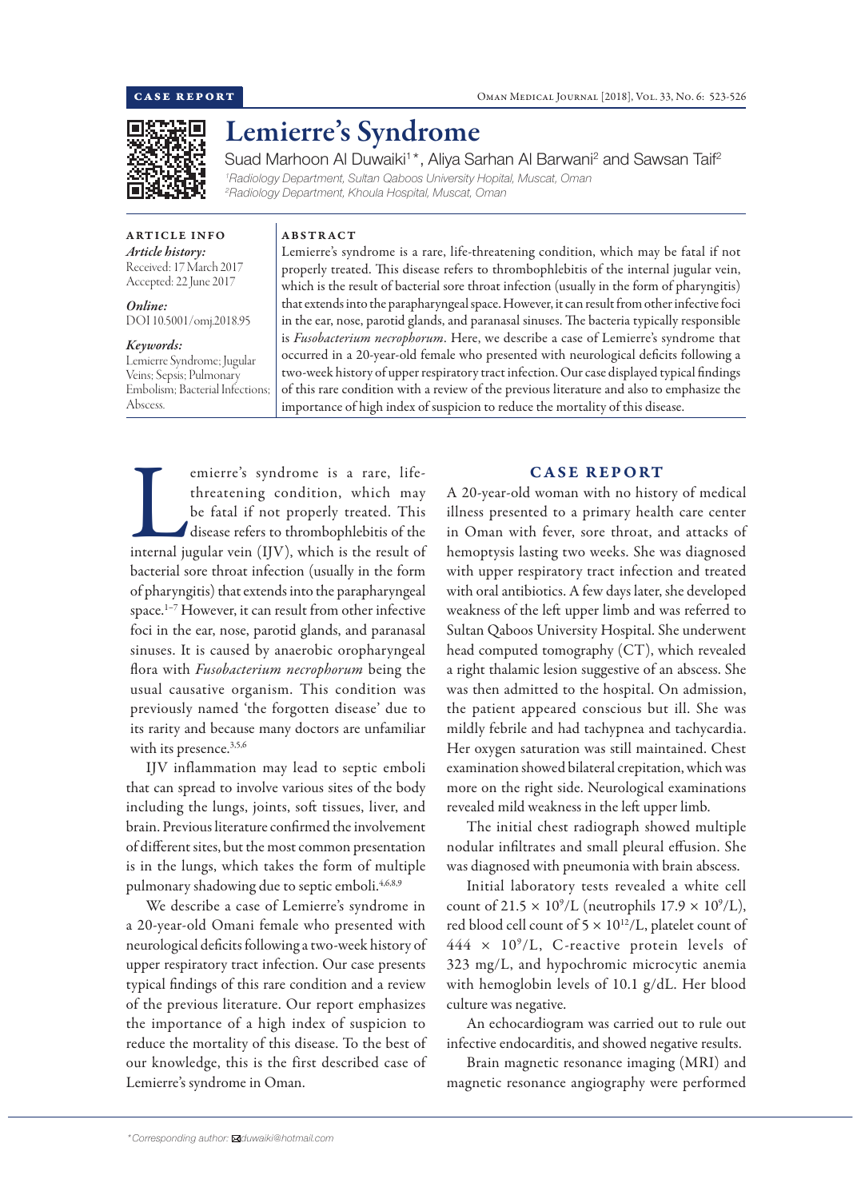CASE REPORT

# Lemierre's Syndrome

Suad Marhoon Al Duwaiki[1]*, Aliya Sarhan Al Barwani[2] and Sawsan Taif[2]

[1]Radiology Department, Sultan Qaboos University Hopital, Muscat, Oman
[2]Radiology Department, Khoula Hospital, Muscat, Oman

**ARTICLE INFO**

*Article history:*
Received: 17 March 2017
Accepted: 22 June 2017

*Online:*
DOI 10.5001/omj.2018.95

*Keywords:*
Lemierre Syndrome; Jugular Veins; Sepsis; Pulmonary Embolism; Bacterial Infections; Abscess.

**ABSTRACT**

Lemierre's syndrome is a rare, life-threatening condition, which may be fatal if not properly treated. This disease refers to thrombophlebitis of the internal jugular vein, which is the result of bacterial sore throat infection (usually in the form of pharyngitis) that extends into the parapharyngeal space. However, it can result from other infective foci in the ear, nose, parotid glands, and paranasal sinuses. The bacteria typically responsible is *Fusobacterium necrophorum*. Here, we describe a case of Lemierre's syndrome that occurred in a 20-year-old female who presented with neurological deficits following a two-week history of upper respiratory tract infection. Our case displayed typical findings of this rare condition with a review of the previous literature and also to emphasize the importance of high index of suspicion to reduce the mortality of this disease.

Lemierre's syndrome is a rare, life-threatening condition, which may be fatal if not properly treated. This disease refers to thrombophlebitis of the internal jugular vein (IJV), which is the result of bacterial sore throat infection (usually in the form of pharyngitis) that extends into the parapharyngeal space.[1–7] However, it can result from other infective foci in the ear, nose, parotid glands, and paranasal sinuses. It is caused by anaerobic oropharyngeal flora with *Fusobacterium necrophorum* being the usual causative organism. This condition was previously named 'the forgotten disease' due to its rarity and because many doctors are unfamiliar with its presence.[3,5,6]

IJV inflammation may lead to septic emboli that can spread to involve various sites of the body including the lungs, joints, soft tissues, liver, and brain. Previous literature confirmed the involvement of different sites, but the most common presentation is in the lungs, which takes the form of multiple pulmonary shadowing due to septic emboli.[4,6,8,9]

We describe a case of Lemierre's syndrome in a 20-year-old Omani female who presented with neurological deficits following a two-week history of upper respiratory tract infection. Our case presents typical findings of this rare condition and a review of the previous literature. Our report emphasizes the importance of a high index of suspicion to reduce the mortality of this disease. To the best of our knowledge, this is the first described case of Lemierre's syndrome in Oman.

## CASE REPORT

A 20-year-old woman with no history of medical illness presented to a primary health care center in Oman with fever, sore throat, and attacks of hemoptysis lasting two weeks. She was diagnosed with upper respiratory tract infection and treated with oral antibiotics. A few days later, she developed weakness of the left upper limb and was referred to Sultan Qaboos University Hospital. She underwent head computed tomography (CT), which revealed a right thalamic lesion suggestive of an abscess. She was then admitted to the hospital. On admission, the patient appeared conscious but ill. She was mildly febrile and had tachypnea and tachycardia. Her oxygen saturation was still maintained. Chest examination showed bilateral crepitation, which was more on the right side. Neurological examinations revealed mild weakness in the left upper limb.

The initial chest radiograph showed multiple nodular infiltrates and small pleural effusion. She was diagnosed with pneumonia with brain abscess.

Initial laboratory tests revealed a white cell count of $21.5 \times 10^9$/L (neutrophils $17.9 \times 10^9$/L), red blood cell count of $5 \times 10^{12}$/L, platelet count of $444 \times 10^9$/L, C-reactive protein levels of 323 mg/L, and hypochromic microcytic anemia with hemoglobin levels of 10.1 g/dL. Her blood culture was negative.

An echocardiogram was carried out to rule out infective endocarditis, and showed negative results.

Brain magnetic resonance imaging (MRI) and magnetic resonance angiography were performed

*Corresponding author: duwaiki@hotmail.com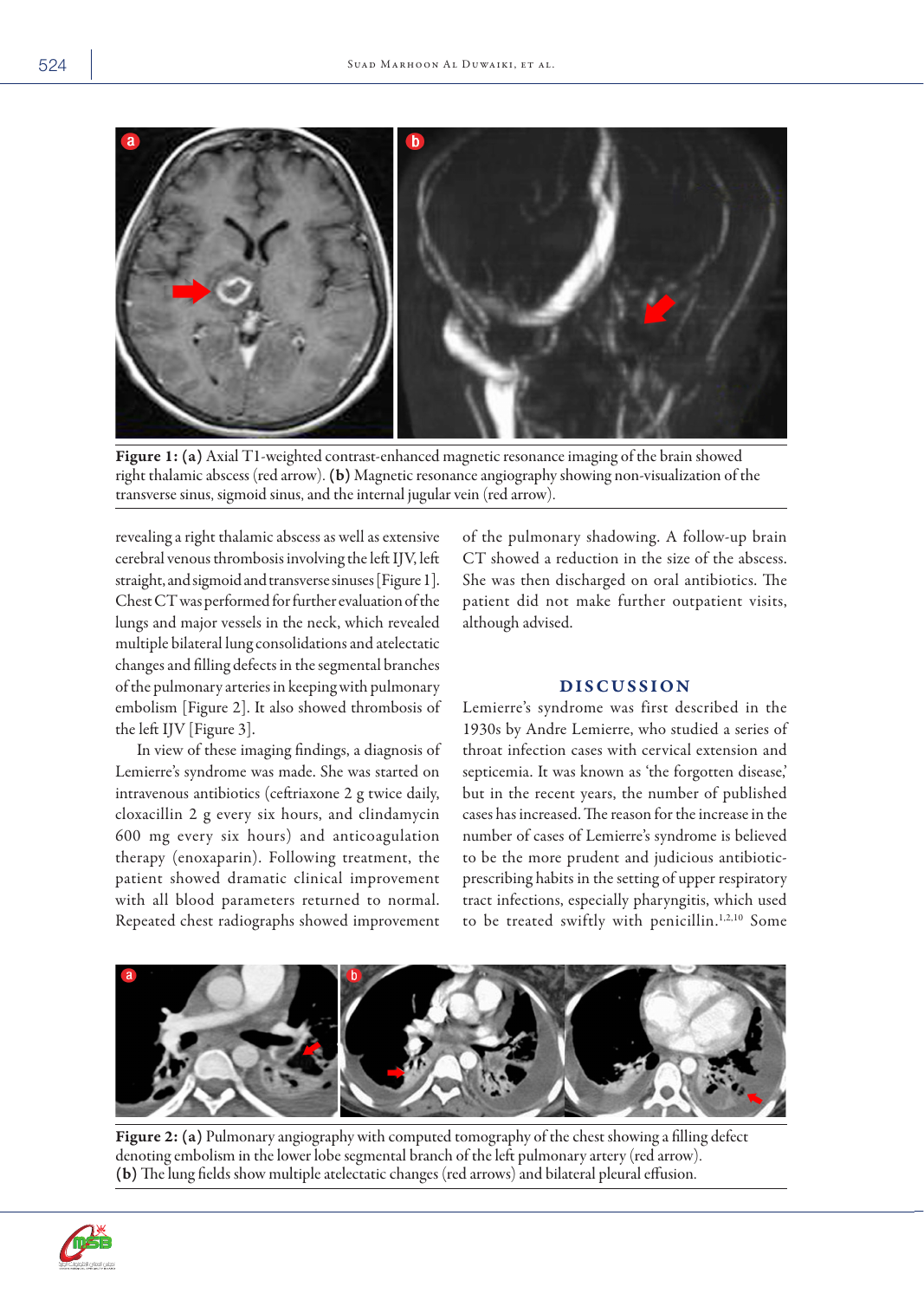Figure 1: (a) Axial T1-weighted contrast-enhanced magnetic resonance imaging of the brain showed right thalamic abscess (red arrow). (b) Magnetic resonance angiography showing non-visualization of the transverse sinus, sigmoid sinus, and the internal jugular vein (red arrow).

revealing a right thalamic abscess as well as extensive cerebral venous thrombosis involving the left IJV, left straight, and sigmoid and transverse sinuses [Figure 1]. Chest CT was performed for further evaluation of the lungs and major vessels in the neck, which revealed multiple bilateral lung consolidations and atelectatic changes and filling defects in the segmental branches of the pulmonary arteries in keeping with pulmonary embolism [Figure 2]. It also showed thrombosis of the left IJV [Figure 3].

In view of these imaging findings, a diagnosis of Lemierre's syndrome was made. She was started on intravenous antibiotics (ceftriaxone 2 g twice daily, cloxacillin 2 g every six hours, and clindamycin 600 mg every six hours) and anticoagulation therapy (enoxaparin). Following treatment, the patient showed dramatic clinical improvement with all blood parameters returned to normal. Repeated chest radiographs showed improvement of the pulmonary shadowing. A follow-up brain CT showed a reduction in the size of the abscess. She was then discharged on oral antibiotics. The patient did not make further outpatient visits, although advised.

## Discussion

Lemierre's syndrome was first described in the 1930s by Andre Lemierre, who studied a series of throat infection cases with cervical extension and septicemia. It was known as 'the forgotten disease,' but in the recent years, the number of published cases has increased. The reason for the increase in the number of cases of Lemierre's syndrome is believed to be the more prudent and judicious antibiotic-prescribing habits in the setting of upper respiratory tract infections, especially pharyngitis, which used to be treated swiftly with penicillin.[1,2,10] Some

Figure 2: (a) Pulmonary angiography with computed tomography of the chest showing a filling defect denoting embolism in the lower lobe segmental branch of the left pulmonary artery (red arrow). (b) The lung fields show multiple atelectatic changes (red arrows) and bilateral pleural effusion.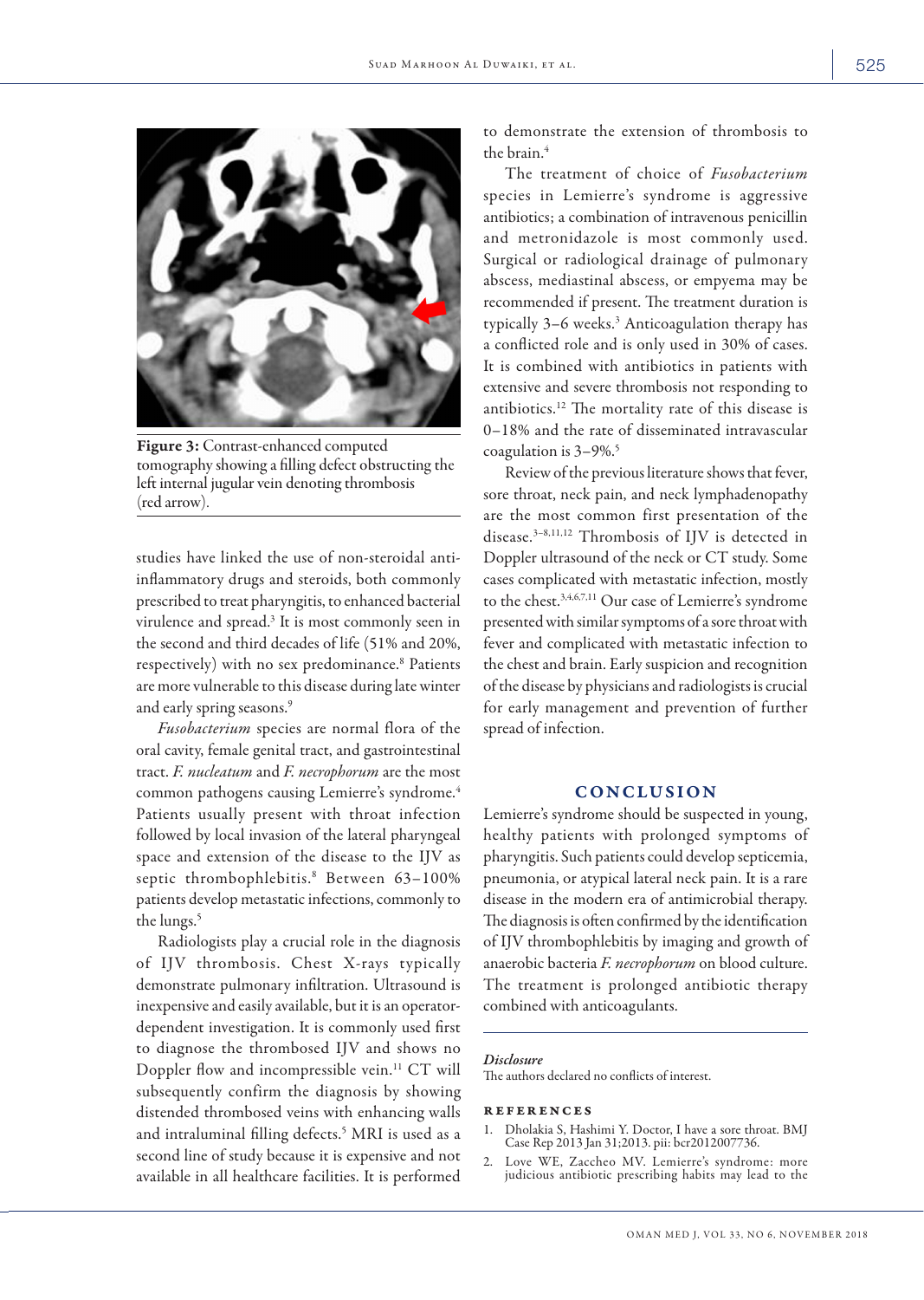**Figure 3:** Contrast-enhanced computed tomography showing a filling defect obstructing the left internal jugular vein denoting thrombosis (red arrow).

studies have linked the use of non-steroidal anti-inflammatory drugs and steroids, both commonly prescribed to treat pharyngitis, to enhanced bacterial virulence and spread.[3] It is most commonly seen in the second and third decades of life (51% and 20%, respectively) with no sex predominance.[8] Patients are more vulnerable to this disease during late winter and early spring seasons.[9]

*Fusobacterium* species are normal flora of the oral cavity, female genital tract, and gastrointestinal tract. *F. nucleatum* and *F. necrophorum* are the most common pathogens causing Lemierre's syndrome.[4] Patients usually present with throat infection followed by local invasion of the lateral pharyngeal space and extension of the disease to the IJV as septic thrombophlebitis.[8] Between 63–100% patients develop metastatic infections, commonly to the lungs.[5]

Radiologists play a crucial role in the diagnosis of IJV thrombosis. Chest X-rays typically demonstrate pulmonary infiltration. Ultrasound is inexpensive and easily available, but it is an operator-dependent investigation. It is commonly used first to diagnose the thrombosed IJV and shows no Doppler flow and incompressible vein.[11] CT will subsequently confirm the diagnosis by showing distended thrombosed veins with enhancing walls and intraluminal filling defects.[5] MRI is used as a second line of study because it is expensive and not available in all healthcare facilities. It is performed to demonstrate the extension of thrombosis to the brain.[4]

The treatment of choice of *Fusobacterium* species in Lemierre's syndrome is aggressive antibiotics; a combination of intravenous penicillin and metronidazole is most commonly used. Surgical or radiological drainage of pulmonary abscess, mediastinal abscess, or empyema may be recommended if present. The treatment duration is typically 3–6 weeks.[3] Anticoagulation therapy has a conflicted role and is only used in 30% of cases. It is combined with antibiotics in patients with extensive and severe thrombosis not responding to antibiotics.[12] The mortality rate of this disease is 0–18% and the rate of disseminated intravascular coagulation is 3–9%.[5]

Review of the previous literature shows that fever, sore throat, neck pain, and neck lymphadenopathy are the most common first presentation of the disease.[3–8,11,12] Thrombosis of IJV is detected in Doppler ultrasound of the neck or CT study. Some cases complicated with metastatic infection, mostly to the chest.[3,4,6,7,11] Our case of Lemierre's syndrome presented with similar symptoms of a sore throat with fever and complicated with metastatic infection to the chest and brain. Early suspicion and recognition of the disease by physicians and radiologists is crucial for early management and prevention of further spread of infection.

## CONCLUSION

Lemierre's syndrome should be suspected in young, healthy patients with prolonged symptoms of pharyngitis. Such patients could develop septicemia, pneumonia, or atypical lateral neck pain. It is a rare disease in the modern era of antimicrobial therapy. The diagnosis is often confirmed by the identification of IJV thrombophlebitis by imaging and growth of anaerobic bacteria *F. necrophorum* on blood culture. The treatment is prolonged antibiotic therapy combined with anticoagulants.

### *Disclosure*

The authors declared no conflicts of interest.

### REFERENCES

1. Dholakia S, Hashimi Y. Doctor, I have a sore throat. BMJ Case Rep 2013 Jan 31;2013. pii: bcr2012007736.
2. Love WE, Zaccheo MV. Lemierre's syndrome: more judicious antibiotic prescribing habits may lead to the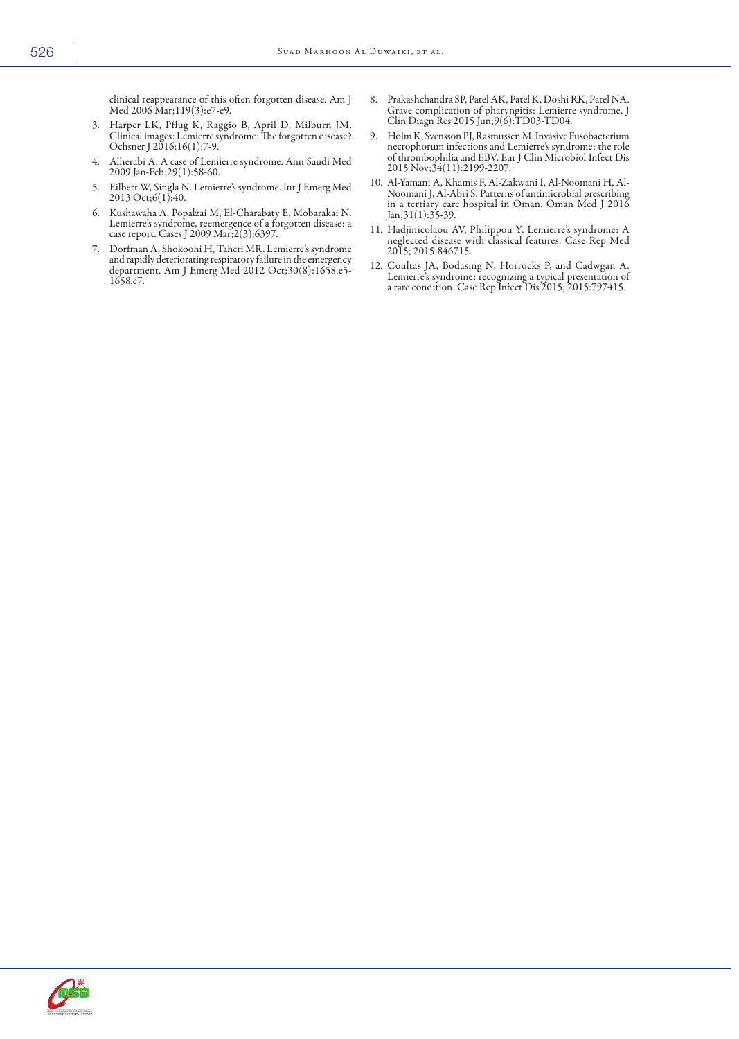clinical reappearance of this often forgotten disease. Am J Med 2006 Mar;119(3):e7-e9.

3. Harper LK, Pflug K, Raggio B, April D, Milburn JM. Clinical images: Lemierre syndrome: The forgotten disease? Ochsner J 2016;16(1):7-9.
4. Alherabi A. A case of Lemierre syndrome. Ann Saudi Med 2009 Jan-Feb;29(1):58-60.
5. Eilbert W, Singla N. Lemierre's syndrome. Int J Emerg Med 2013 Oct;6(1):40.
6. Kushawaha A, Popalzai M, El-Charabaty E, Mobarakai N. Lemierre's syndrome, reemergence of a forgotten disease: a case report. Cases J 2009 Mar;2(3):6397.
7. Dorfman A, Shokoohi H, Taheri MR. Lemierre's syndrome and rapidly deteriorating respiratory failure in the emergency department. Am J Emerg Med 2012 Oct;30(8):1658.e5-1658.e7.
8. Prakashchandra SP, Patel AK, Patel K, Doshi RK, Patel NA. Grave complication of pharyngitis: Lemierre syndrome. J Clin Diagn Res 2015 Jun;9(6):TD03-TD04.
9. Holm K, Svensson PJ, Rasmussen M. Invasive Fusobacterium necrophorum infections and Lemièrre's syndrome: the role of thrombophilia and EBV. Eur J Clin Microbiol Infect Dis 2015 Nov;34(11):2199-2207.
10. Al-Yamani A, Khamis F, Al-Zakwani I, Al-Noomani H, Al-Noomani J, Al-Abri S. Patterns of antimicrobial prescribing in a tertiary care hospital in Oman. Oman Med J 2016 Jan;31(1):35-39.
11. Hadjinicolaou AV, Philippou Y. Lemierre's syndrome: A neglected disease with classical features. Case Rep Med 2015; 2015:846715.
12. Coultas JA, Bodasing N, Horrocks P, and Cadwgan A. Lemierre's syndrome: recognizing a typical presentation of a rare condition. Case Rep Infect Dis 2015; 2015:797415.